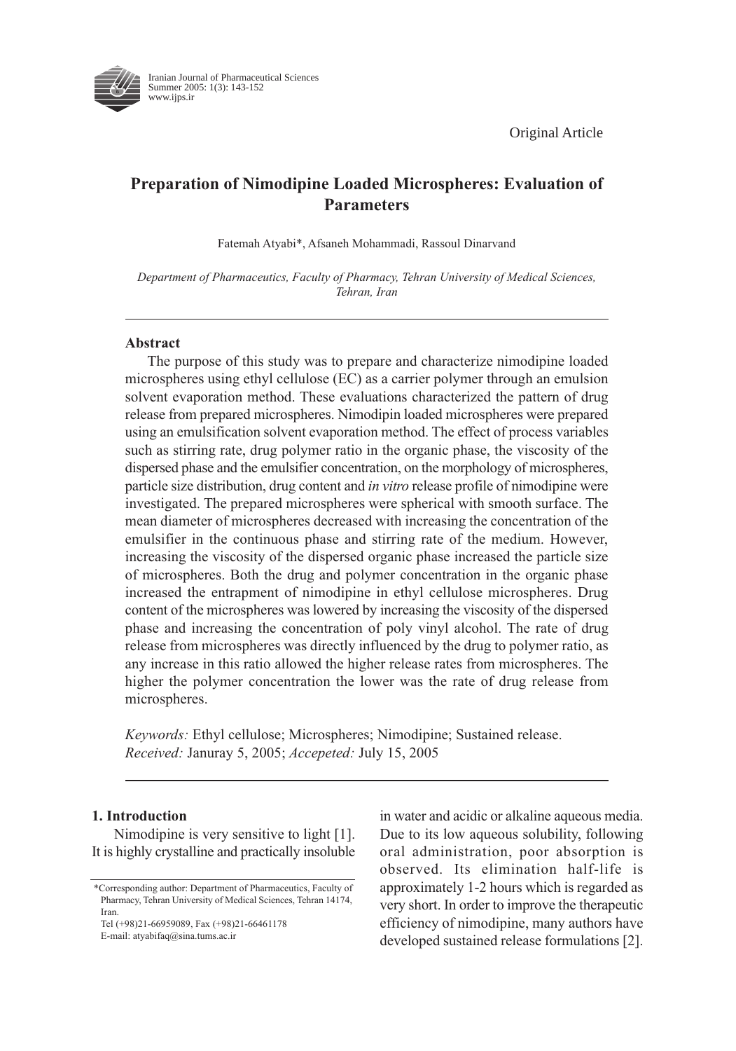Original Article

# Preparation of Nimodipine Loaded Microspheres: Evaluation of Parameters

Fatemah Atyabi*, Afsaneh Mohammadi, Rassoul Dinarvand

*Department of Pharmaceutics, Faculty of Pharmacy, Tehran University of Medical Sciences, Tehran, Iran*

## Abstract

The purpose of this study was to prepare and characterize nimodipine loaded microspheres using ethyl cellulose (EC) as a carrier polymer through an emulsion solvent evaporation method. These evaluations characterized the pattern of drug release from prepared microspheres. Nimodipin loaded microspheres were prepared using an emulsification solvent evaporation method. The effect of process variables such as stirring rate, drug polymer ratio in the organic phase, the viscosity of the dispersed phase and the emulsifier concentration, on the morphology of microspheres, particle size distribution, drug content and *in vitro* release profile of nimodipine were investigated. The prepared microspheres were spherical with smooth surface. The mean diameter of microspheres decreased with increasing the concentration of the emulsifier in the continuous phase and stirring rate of the medium. However, increasing the viscosity of the dispersed organic phase increased the particle size of microspheres. Both the drug and polymer concentration in the organic phase increased the entrapment of nimodipine in ethyl cellulose microspheres. Drug content of the microspheres was lowered by increasing the viscosity of the dispersed phase and increasing the concentration of poly vinyl alcohol. The rate of drug release from microspheres was directly influenced by the drug to polymer ratio, as any increase in this ratio allowed the higher release rates from microspheres. The higher the polymer concentration the lower was the rate of drug release from microspheres.

*Keywords:* Ethyl cellulose; Microspheres; Nimodipine; Sustained release.
*Received:* Januray 5, 2005; *Accepeted:* July 15, 2005

## 1. Introduction

Nimodipine is very sensitive to light [1]. It is highly crystalline and practically insoluble in water and acidic or alkaline aqueous media. Due to its low aqueous solubility, following oral administration, poor absorption is observed. Its elimination half-life is approximately 1-2 hours which is regarded as very short. In order to improve the therapeutic efficiency of nimodipine, many authors have developed sustained release formulations [2].

*Corresponding author: Department of Pharmaceutics, Faculty of Pharmacy, Tehran University of Medical Sciences, Tehran 14174, Iran.
Tel (+98)21-66959089, Fax (+98)21-66461178
E-mail: atyabifaq@sina.tums.ac.ir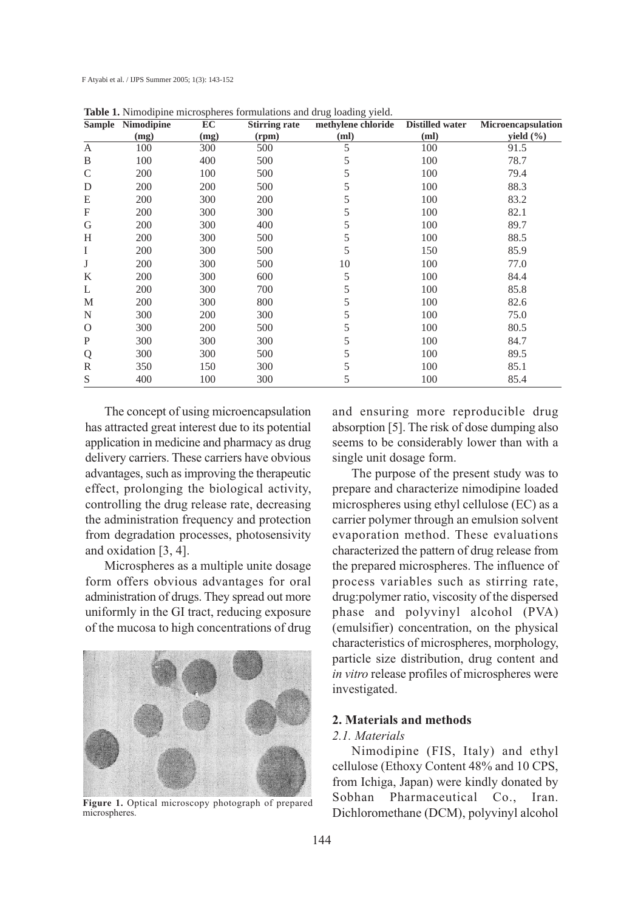**Table 1.** Nimodipine microspheres formulations and drug loading yield.

| Sample | Nimodipine (mg) | EC (mg) | Stirring rate (rpm) | methylene chloride (ml) | Distilled water (ml) | Microencapsulation yield (%) |
|---|---|---|---|---|---|---|
| A | 100 | 300 | 500 | 5 | 100 | 91.5 |
| B | 100 | 400 | 500 | 5 | 100 | 78.7 |
| C | 200 | 100 | 500 | 5 | 100 | 79.4 |
| D | 200 | 200 | 500 | 5 | 100 | 88.3 |
| E | 200 | 300 | 200 | 5 | 100 | 83.2 |
| F | 200 | 300 | 300 | 5 | 100 | 82.1 |
| G | 200 | 300 | 400 | 5 | 100 | 89.7 |
| H | 200 | 300 | 500 | 5 | 100 | 88.5 |
| I | 200 | 300 | 500 | 5 | 150 | 85.9 |
| J | 200 | 300 | 500 | 10 | 100 | 77.0 |
| K | 200 | 300 | 600 | 5 | 100 | 84.4 |
| L | 200 | 300 | 700 | 5 | 100 | 85.8 |
| M | 200 | 300 | 800 | 5 | 100 | 82.6 |
| N | 300 | 200 | 300 | 5 | 100 | 75.0 |
| O | 300 | 200 | 500 | 5 | 100 | 80.5 |
| P | 300 | 300 | 300 | 5 | 100 | 84.7 |
| Q | 300 | 300 | 500 | 5 | 100 | 89.5 |
| R | 350 | 150 | 300 | 5 | 100 | 85.1 |
| S | 400 | 100 | 300 | 5 | 100 | 85.4 |

The concept of using microencapsulation has attracted great interest due to its potential application in medicine and pharmacy as drug delivery carriers. These carriers have obvious advantages, such as improving the therapeutic effect, prolonging the biological activity, controlling the drug release rate, decreasing the administration frequency and protection from degradation processes, photosensivity and oxidation [3, 4].

Microspheres as a multiple unite dosage form offers obvious advantages for oral administration of drugs. They spread out more uniformly in the GI tract, reducing exposure of the mucosa to high concentrations of drug and ensuring more reproducible drug absorption [5]. The risk of dose dumping also seems to be considerably lower than with a single unit dosage form.

**Figure 1.** Optical microscopy photograph of prepared microspheres.

The purpose of the present study was to prepare and characterize nimodipine loaded microspheres using ethyl cellulose (EC) as a carrier polymer through an emulsion solvent evaporation method. These evaluations characterized the pattern of drug release from the prepared microspheres. The influence of process variables such as stirring rate, drug:polymer ratio, viscosity of the dispersed phase and polyvinyl alcohol (PVA) (emulsifier) concentration, on the physical characteristics of microspheres, morphology, particle size distribution, drug content and *in vitro* release profiles of microspheres were investigated.

## 2. Materials and methods

### *2.1. Materials*

Nimodipine (FIS, Italy) and ethyl cellulose (Ethoxy Content 48% and 10 CPS, from Ichiga, Japan) were kindly donated by Sobhan Pharmaceutical Co., Iran. Dichloromethane (DCM), polyvinyl alcohol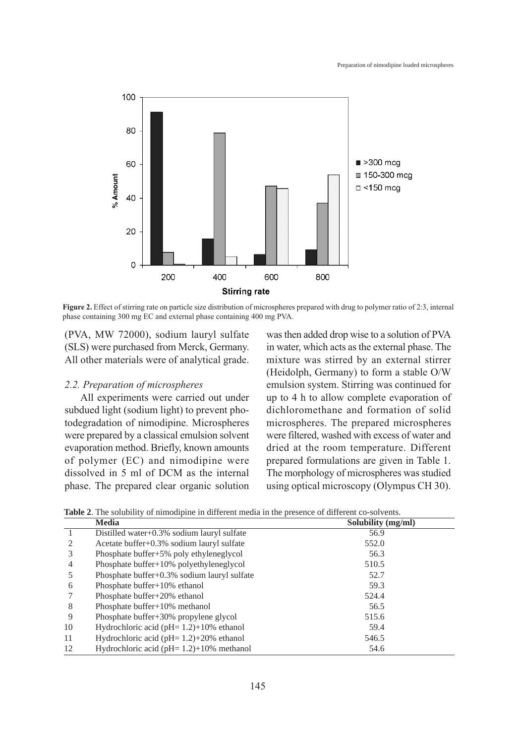Figure 2. Effect of stirring rate on particle size distribution of microspheres prepared with drug to polymer ratio of 2:3, internal phase containing 300 mg EC and external phase containing 400 mg PVA.

(PVA, MW 72000), sodium lauryl sulfate (SLS) were purchased from Merck, Germany. All other materials were of analytical grade.

### 2.2. Preparation of microspheres

All experiments were carried out under subdued light (sodium light) to prevent photodegradation of nimodipine. Microspheres were prepared by a classical emulsion solvent evaporation method. Briefly, known amounts of polymer (EC) and nimodipine were dissolved in 5 ml of DCM as the internal phase. The prepared clear organic solution was then added drop wise to a solution of PVA in water, which acts as the external phase. The mixture was stirred by an external stirrer (Heidolph, Germany) to form a stable O/W emulsion system. Stirring was continued for up to 4 h to allow complete evaporation of dichloromethane and formation of solid microspheres. The prepared microspheres were filtered, washed with excess of water and dried at the room temperature. Different prepared formulations are given in Table 1. The morphology of microspheres was studied using optical microscopy (Olympus CH 30).

**Table 2**. The solubility of nimodipine in different media in the presence of different co-solvents.

| | Media | Solubility (mg/ml) |
|---|---|---|
| 1 | Distilled water+0.3% sodium lauryl sulfate | 56.9 |
| 2 | Acetate buffer+0.3% sodium lauryl sulfate | 552.0 |
| 3 | Phosphate buffer+5% poly ethyleneglycol | 56.3 |
| 4 | Phosphate buffer+10% polyethyleneglycol | 510.5 |
| 5 | Phosphate buffer+0.3% sodium lauryl sulfate | 52.7 |
| 6 | Phosphate buffer+10% ethanol | 59.3 |
| 7 | Phosphate buffer+20% ethanol | 524.4 |
| 8 | Phosphate buffer+10% methanol | 56.5 |
| 9 | Phosphate buffer+30% propylene glycol | 515.6 |
| 10 | Hydrochloric acid (pH= 1.2)+10% ethanol | 59.4 |
| 11 | Hydrochloric acid (pH= 1.2)+20% ethanol | 546.5 |
| 12 | Hydrochloric acid (pH= 1.2)+10% methanol | 54.6 |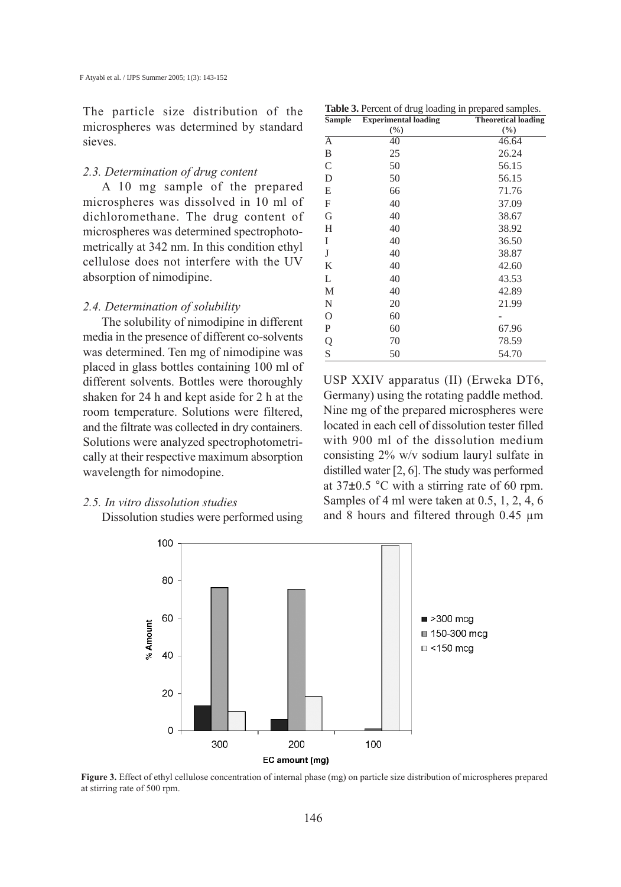The particle size distribution of the microspheres was determined by standard sieves.

### 2.3. Determination of drug content

A 10 mg sample of the prepared microspheres was dissolved in 10 ml of dichloromethane. The drug content of microspheres was determined spectrophotometrically at 342 nm. In this condition ethyl cellulose does not interfere with the UV absorption of nimodipine.

### 2.4. Determination of solubility

The solubility of nimodipine in different media in the presence of different co-solvents was determined. Ten mg of nimodipine was placed in glass bottles containing 100 ml of different solvents. Bottles were thoroughly shaken for 24 h and kept aside for 2 h at the room temperature. Solutions were filtered, and the filtrate was collected in dry containers. Solutions were analyzed spectrophotometrically at their respective maximum absorption wavelength for nimodopine.

### 2.5. In vitro dissolution studies

Dissolution studies were performed using USP XXIV apparatus (II) (Erweka DT6, Germany) using the rotating paddle method. Nine mg of the prepared microspheres were located in each cell of dissolution tester filled with 900 ml of the dissolution medium consisting 2% w/v sodium lauryl sulfate in distilled water [2, 6]. The study was performed at 37±0.5 °C with a stirring rate of 60 rpm. Samples of 4 ml were taken at 0.5, 1, 2, 4, 6 and 8 hours and filtered through 0.45 µm

**Table 3.** Percent of drug loading in prepared samples.

| Sample | Experimental loading (%) | Theoretical loading (%) |
|---|---|---|
| A | 40 | 46.64 |
| B | 25 | 26.24 |
| C | 50 | 56.15 |
| D | 50 | 56.15 |
| E | 66 | 71.76 |
| F | 40 | 37.09 |
| G | 40 | 38.67 |
| H | 40 | 38.92 |
| I | 40 | 36.50 |
| J | 40 | 38.87 |
| K | 40 | 42.60 |
| L | 40 | 43.53 |
| M | 40 | 42.89 |
| N | 20 | 21.99 |
| O | 60 | - |
| P | 60 | 67.96 |
| Q | 70 | 78.59 |
| S | 50 | 54.70 |

**Figure 3.** Effect of ethyl cellulose concentration of internal phase (mg) on particle size distribution of microspheres prepared at stirring rate of 500 rpm.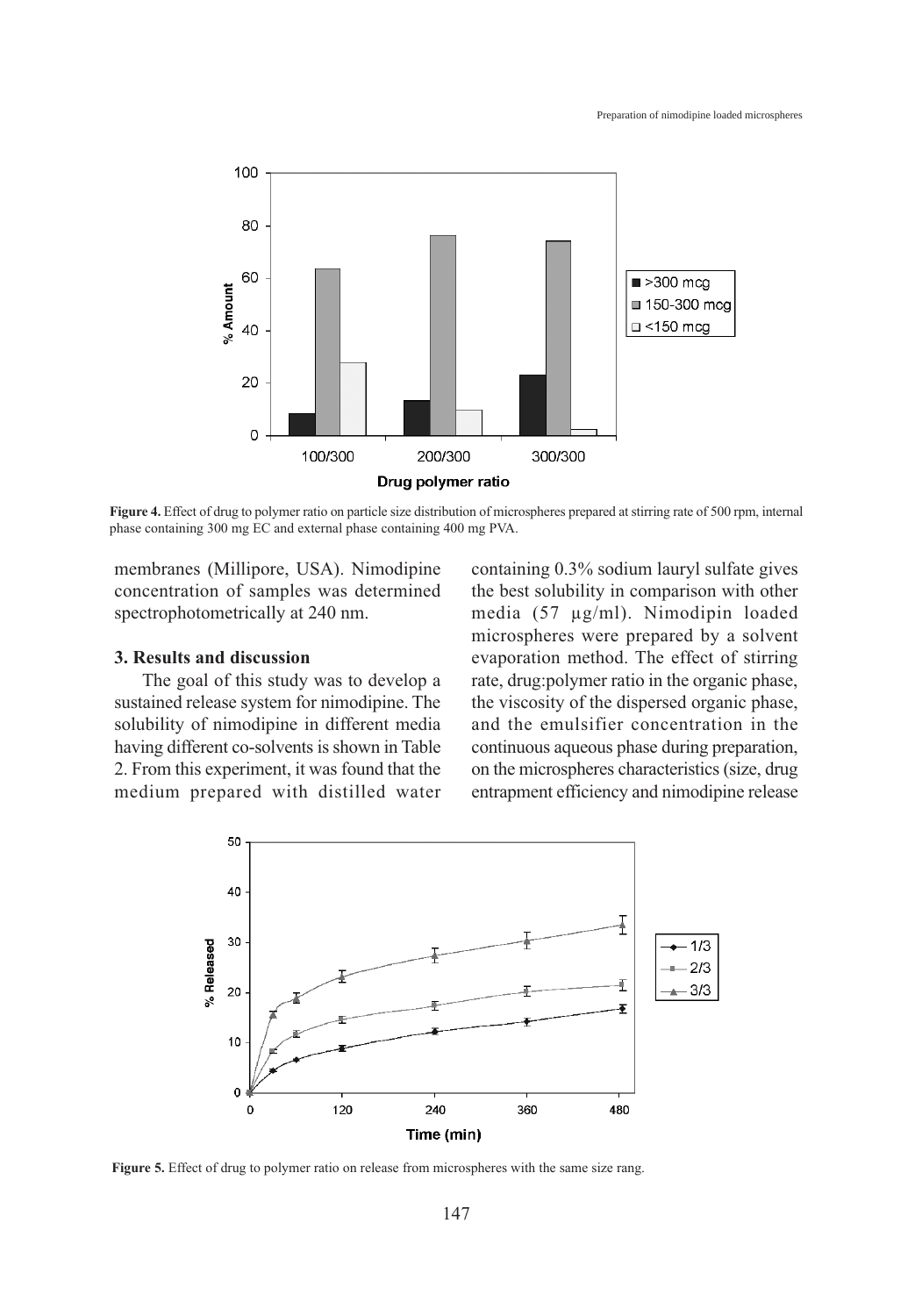**Figure 4.** Effect of drug to polymer ratio on particle size distribution of microspheres prepared at stirring rate of 500 rpm, internal phase containing 300 mg EC and external phase containing 400 mg PVA.

membranes (Millipore, USA). Nimodipine concentration of samples was determined spectrophotometrically at 240 nm.

## 3. Results and discussion

The goal of this study was to develop a sustained release system for nimodipine. The solubility of nimodipine in different media having different co-solvents is shown in Table 2. From this experiment, it was found that the medium prepared with distilled water containing 0.3% sodium lauryl sulfate gives the best solubility in comparison with other media (57 µg/ml). Nimodipin loaded microspheres were prepared by a solvent evaporation method. The effect of stirring rate, drug:polymer ratio in the organic phase, the viscosity of the dispersed organic phase, and the emulsifier concentration in the continuous aqueous phase during preparation, on the microspheres characteristics (size, drug entrapment efficiency and nimodipine release

**Figure 5.** Effect of drug to polymer ratio on release from microspheres with the same size rang.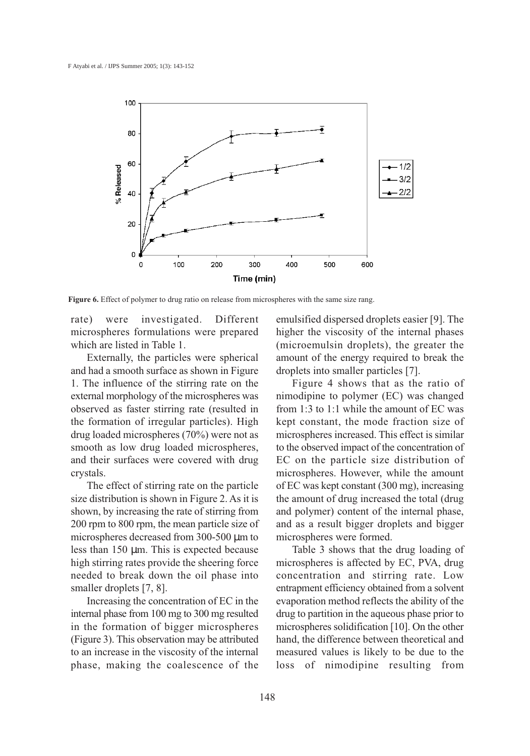**Figure 6.** Effect of polymer to drug ratio on release from microspheres with the same size rang.

rate) were investigated. Different microspheres formulations were prepared which are listed in Table 1.

Externally, the particles were spherical and had a smooth surface as shown in Figure 1. The influence of the stirring rate on the external morphology of the microspheres was observed as faster stirring rate (resulted in the formation of irregular particles). High drug loaded microspheres (70%) were not as smooth as low drug loaded microspheres, and their surfaces were covered with drug crystals.

The effect of stirring rate on the particle size distribution is shown in Figure 2. As it is shown, by increasing the rate of stirring from 200 rpm to 800 rpm, the mean particle size of microspheres decreased from 300-500 µm to less than 150 µm. This is expected because high stirring rates provide the sheering force needed to break down the oil phase into smaller droplets [7, 8].

Increasing the concentration of EC in the internal phase from 100 mg to 300 mg resulted in the formation of bigger microspheres (Figure 3). This observation may be attributed to an increase in the viscosity of the internal phase, making the coalescence of the emulsified dispersed droplets easier [9]. The higher the viscosity of the internal phases (microemulsin droplets), the greater the amount of the energy required to break the droplets into smaller particles [7].

Figure 4 shows that as the ratio of nimodipine to polymer (EC) was changed from 1:3 to 1:1 while the amount of EC was kept constant, the mode fraction size of microspheres increased. This effect is similar to the observed impact of the concentration of EC on the particle size distribution of microspheres. However, while the amount of EC was kept constant (300 mg), increasing the amount of drug increased the total (drug and polymer) content of the internal phase, and as a result bigger droplets and bigger microspheres were formed.

Table 3 shows that the drug loading of microspheres is affected by EC, PVA, drug concentration and stirring rate. Low entrapment efficiency obtained from a solvent evaporation method reflects the ability of the drug to partition in the aqueous phase prior to microspheres solidification [10]. On the other hand, the difference between theoretical and measured values is likely to be due to the loss of nimodipine resulting from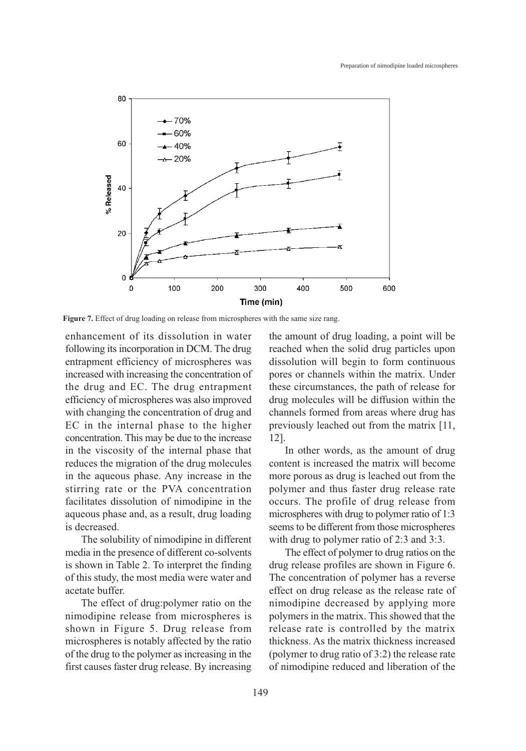Figure 7. Effect of drug loading on release from microspheres with the same size rang.

enhancement of its dissolution in water following its incorporation in DCM. The drug entrapment efficiency of microspheres was increased with increasing the concentration of the drug and EC. The drug entrapment efficiency of microspheres was also improved with changing the concentration of drug and EC in the internal phase to the higher concentration. This may be due to the increase in the viscosity of the internal phase that reduces the migration of the drug molecules in the aqueous phase. Any increase in the stirring rate or the PVA concentration facilitates dissolution of nimodipine in the aqueous phase and, as a result, drug loading is decreased.

The solubility of nimodipine in different media in the presence of different co-solvents is shown in Table 2. To interpret the finding of this study, the most media were water and acetate buffer.

The effect of drug:polymer ratio on the nimodipine release from microspheres is shown in Figure 5. Drug release from microspheres is notably affected by the ratio of the drug to the polymer as increasing in the first causes faster drug release. By increasing the amount of drug loading, a point will be reached when the solid drug particles upon dissolution will begin to form continuous pores or channels within the matrix. Under these circumstances, the path of release for drug molecules will be diffusion within the channels formed from areas where drug has previously leached out from the matrix [11, 12].

In other words, as the amount of drug content is increased the matrix will become more porous as drug is leached out from the polymer and thus faster drug release rate occurs. The profile of drug release from microspheres with drug to polymer ratio of 1:3 seems to be different from those microspheres with drug to polymer ratio of 2:3 and 3:3.

The effect of polymer to drug ratios on the drug release profiles are shown in Figure 6. The concentration of polymer has a reverse effect on drug release as the release rate of nimodipine decreased by applying more polymers in the matrix. This showed that the release rate is controlled by the matrix thickness. As the matrix thickness increased (polymer to drug ratio of 3:2) the release rate of nimodipine reduced and liberation of the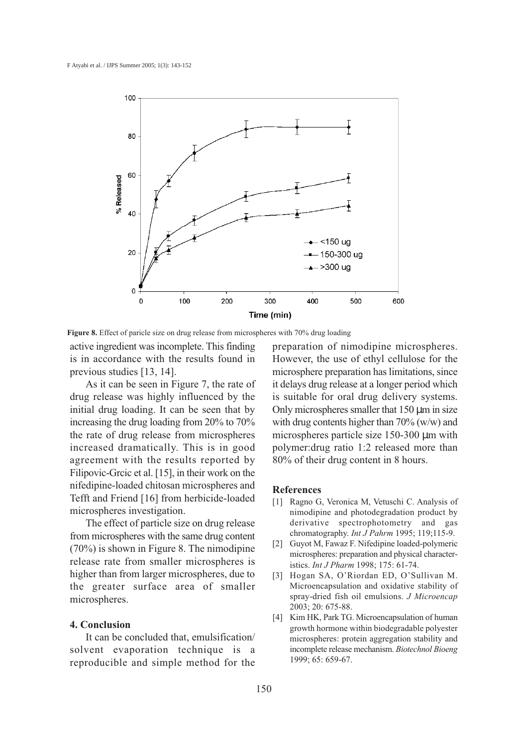**Figure 8.** Effect of paricle size on drug release from microspheres with 70% drug loading

active ingredient was incomplete. This finding is in accordance with the results found in previous studies [13, 14].

As it can be seen in Figure 7, the rate of drug release was highly influenced by the initial drug loading. It can be seen that by increasing the drug loading from 20% to 70% the rate of drug release from microspheres increased dramatically. This is in good agreement with the results reported by Filipovic-Grcic et al. [15], in their work on the nifedipine-loaded chitosan microspheres and Tefft and Friend [16] from herbicide-loaded microspheres investigation.

The effect of particle size on drug release from microspheres with the same drug content (70%) is shown in Figure 8. The nimodipine release rate from smaller microspheres is higher than from larger microspheres, due to the greater surface area of smaller microspheres.

## 4. Conclusion

It can be concluded that, emulsification/ solvent evaporation technique is a reproducible and simple method for the preparation of nimodipine microspheres. However, the use of ethyl cellulose for the microsphere preparation has limitations, since it delays drug release at a longer period which is suitable for oral drug delivery systems. Only microspheres smaller that 150 μm in size with drug contents higher than 70% (w/w) and microspheres particle size 150-300 μm with polymer:drug ratio 1:2 released more than 80% of their drug content in 8 hours.

## References

[1] Ragno G, Veronica M, Vetuschi C. Analysis of nimodipine and photodegradation product by derivative spectrophotometry and gas chromatography. *Int J Pahrm* 1995; 119;115-9.

[2] Guyot M, Fawaz F. Nifedipine loaded-polymeric microspheres: preparation and physical characteristics. *Int J Pharm* 1998; 175: 61-74.

[3] Hogan SA, O'Riordan ED, O'Sullivan M. Microencapsulation and oxidative stability of spray-dried fish oil emulsions. *J Microencap* 2003; 20: 675-88.

[4] Kim HK, Park TG. Microencapsulation of human growth hormone within biodegradable polyester microspheres: protein aggregation stability and incomplete release mechanism. *Biotechnol Bioeng* 1999; 65: 659-67.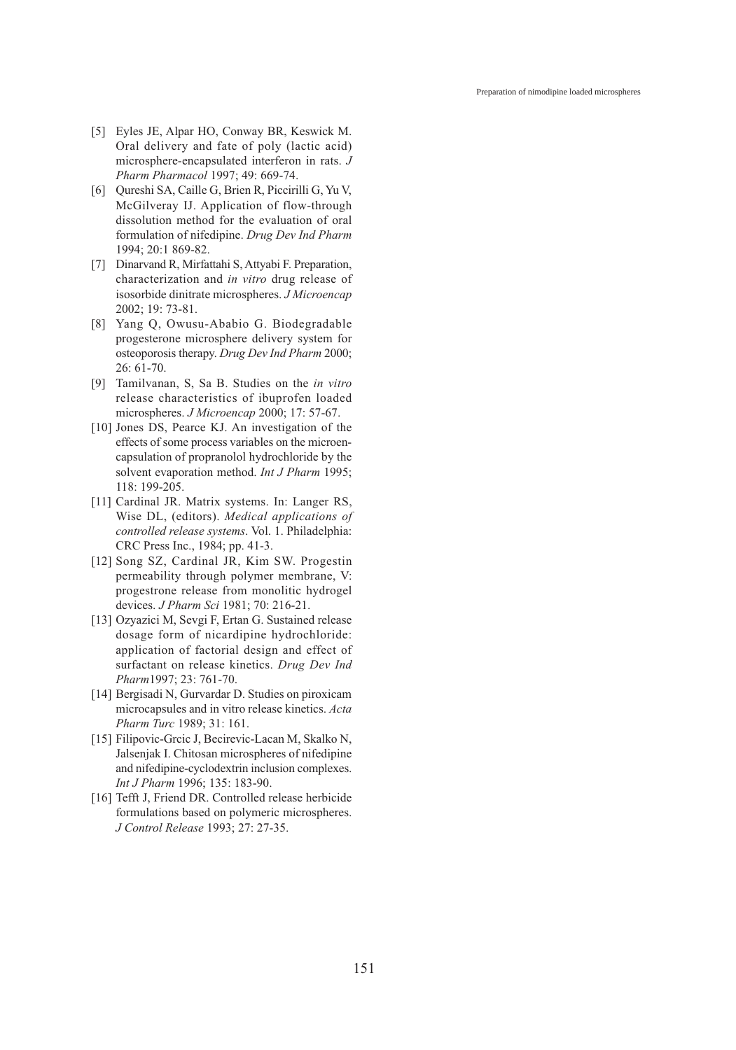[5] Eyles JE, Alpar HO, Conway BR, Keswick M. Oral delivery and fate of poly (lactic acid) microsphere-encapsulated interferon in rats. *J Pharm Pharmacol* 1997; 49: 669-74.

[6] Qureshi SA, Caille G, Brien R, Piccirilli G, Yu V, McGilveray IJ. Application of flow-through dissolution method for the evaluation of oral formulation of nifedipine. *Drug Dev Ind Pharm* 1994; 20:1 869-82.

[7] Dinarvand R, Mirfattahi S, Attyabi F. Preparation, characterization and *in vitro* drug release of isosorbide dinitrate microspheres. *J Microencap* 2002; 19: 73-81.

[8] Yang Q, Owusu-Ababio G. Biodegradable progesterone microsphere delivery system for osteoporosis therapy. *Drug Dev Ind Pharm* 2000; 26: 61-70.

[9] Tamilvanan, S, Sa B. Studies on the *in vitro* release characteristics of ibuprofen loaded microspheres. *J Microencap* 2000; 17: 57-67.

[10] Jones DS, Pearce KJ. An investigation of the effects of some process variables on the microencapsulation of propranolol hydrochloride by the solvent evaporation method. *Int J Pharm* 1995; 118: 199-205.

[11] Cardinal JR. Matrix systems. In: Langer RS, Wise DL, (editors). *Medical applications of controlled release systems*. Vol. 1. Philadelphia: CRC Press Inc., 1984; pp. 41-3.

[12] Song SZ, Cardinal JR, Kim SW. Progestin permeability through polymer membrane, V: progestrone release from monolitic hydrogel devices. *J Pharm Sci* 1981; 70: 216-21.

[13] Ozyazici M, Sevgi F, Ertan G. Sustained release dosage form of nicardipine hydrochloride: application of factorial design and effect of surfactant on release kinetics. *Drug Dev Ind Pharm*1997; 23: 761-70.

[14] Bergisadi N, Gurvardar D. Studies on piroxicam microcapsules and in vitro release kinetics. *Acta Pharm Turc* 1989; 31: 161.

[15] Filipovic-Grcic J, Becirevic-Lacan M, Skalko N, Jalsenjak I. Chitosan microspheres of nifedipine and nifedipine-cyclodextrin inclusion complexes. *Int J Pharm* 1996; 135: 183-90.

[16] Tefft J, Friend DR. Controlled release herbicide formulations based on polymeric microspheres. *J Control Release* 1993; 27: 27-35.